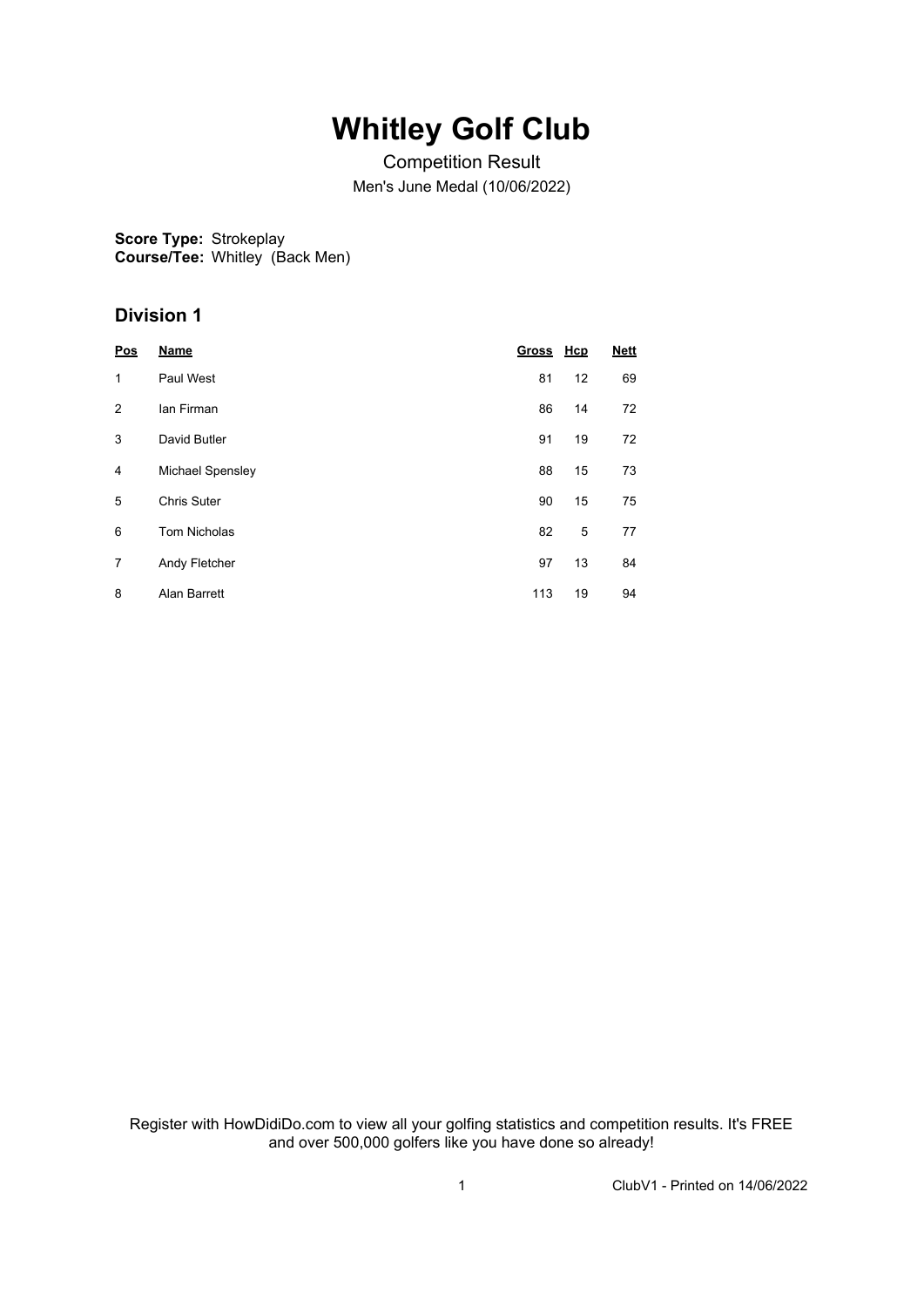# Whitley Golf Club

Competition Result

Men's June Medal (10/06/2022)

**Score Type:** Strokeplay
**Course/Tee:** Whitley (Back Men)

## Division 1

| Pos | Name | Gross | Hcp | Nett |
|---|---|---|---|---|
| 1 | Paul West | 81 | 12 | 69 |
| 2 | Ian Firman | 86 | 14 | 72 |
| 3 | David Butler | 91 | 19 | 72 |
| 4 | Michael Spensley | 88 | 15 | 73 |
| 5 | Chris Suter | 90 | 15 | 75 |
| 6 | Tom Nicholas | 82 | 5 | 77 |
| 7 | Andy Fletcher | 97 | 13 | 84 |
| 8 | Alan Barrett | 113 | 19 | 94 |

Register with HowDidiDo.com to view all your golfing statistics and competition results. It's FREE and over 500,000 golfers like you have done so already!

ClubV1 - Printed on 14/06/2022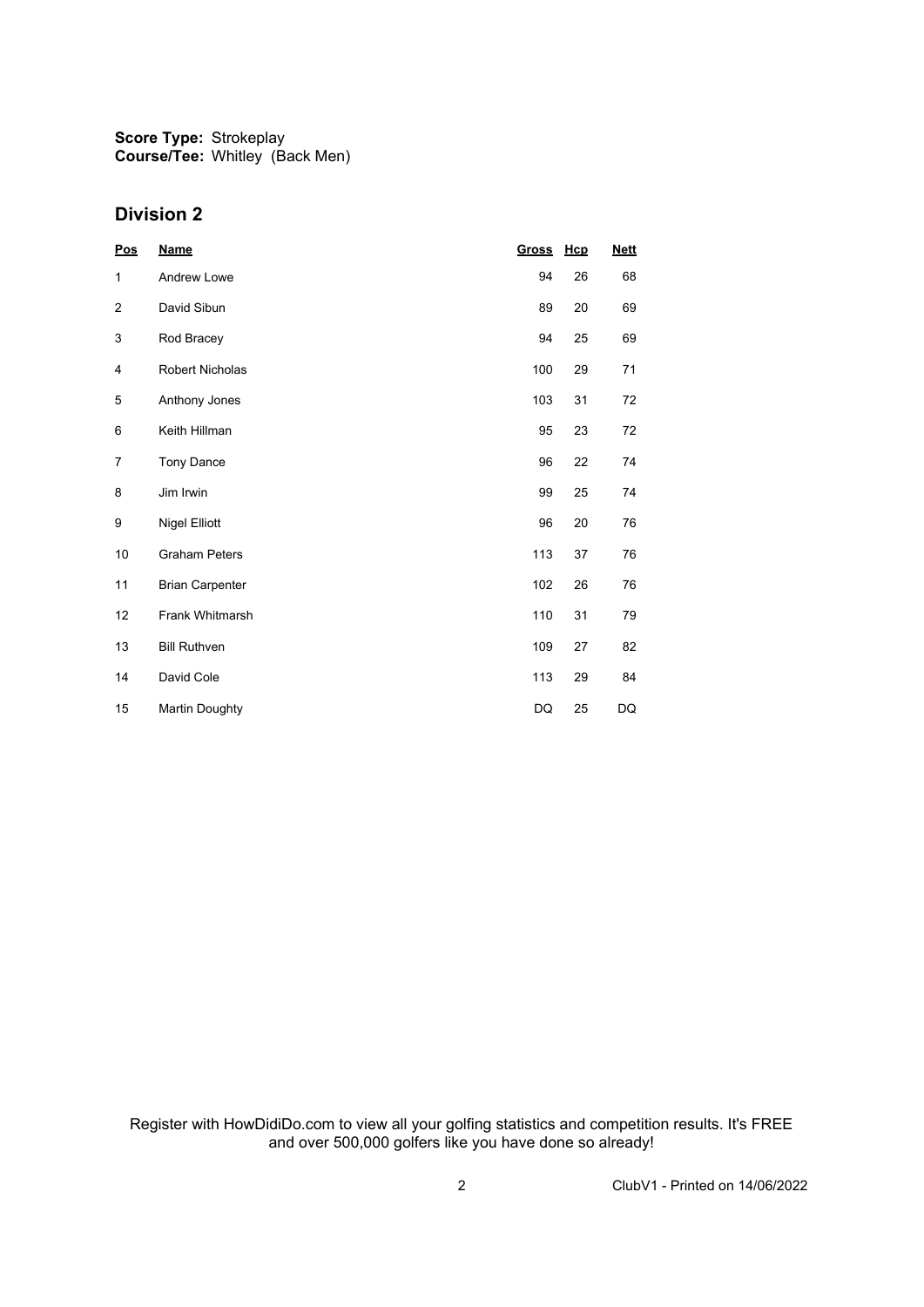**Score Type:** Strokeplay
**Course/Tee:** Whitley (Back Men)

## Division 2

| Pos | Name | Gross | Hcp | Nett |
|---|---|---|---|---|
| 1 | Andrew Lowe | 94 | 26 | 68 |
| 2 | David Sibun | 89 | 20 | 69 |
| 3 | Rod Bracey | 94 | 25 | 69 |
| 4 | Robert Nicholas | 100 | 29 | 71 |
| 5 | Anthony Jones | 103 | 31 | 72 |
| 6 | Keith Hillman | 95 | 23 | 72 |
| 7 | Tony Dance | 96 | 22 | 74 |
| 8 | Jim Irwin | 99 | 25 | 74 |
| 9 | Nigel Elliott | 96 | 20 | 76 |
| 10 | Graham Peters | 113 | 37 | 76 |
| 11 | Brian Carpenter | 102 | 26 | 76 |
| 12 | Frank Whitmarsh | 110 | 31 | 79 |
| 13 | Bill Ruthven | 109 | 27 | 82 |
| 14 | David Cole | 113 | 29 | 84 |
| 15 | Martin Doughty | DQ | 25 | DQ |

Register with HowDidiDo.com to view all your golfing statistics and competition results. It's FREE and over 500,000 golfers like you have done so already!

ClubV1 - Printed on 14/06/2022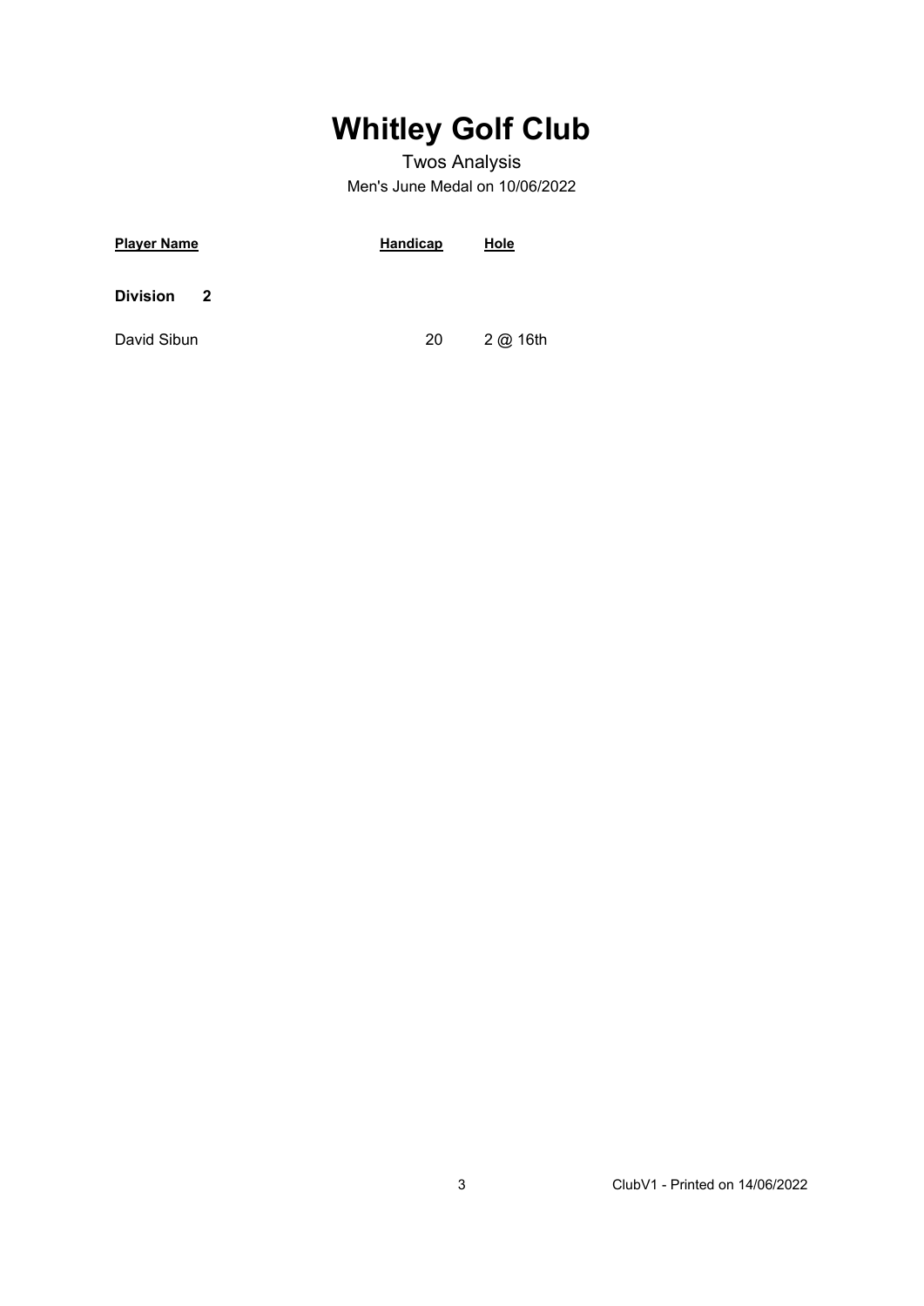# Whitley Golf Club

Twos Analysis

Men's June Medal on 10/06/2022

| Player Name | Handicap | Hole |
| --- | --- | --- |
| **Division 2** | | |
| David Sibun | 20 | 2 @ 16th |

ClubV1 - Printed on 14/06/2022